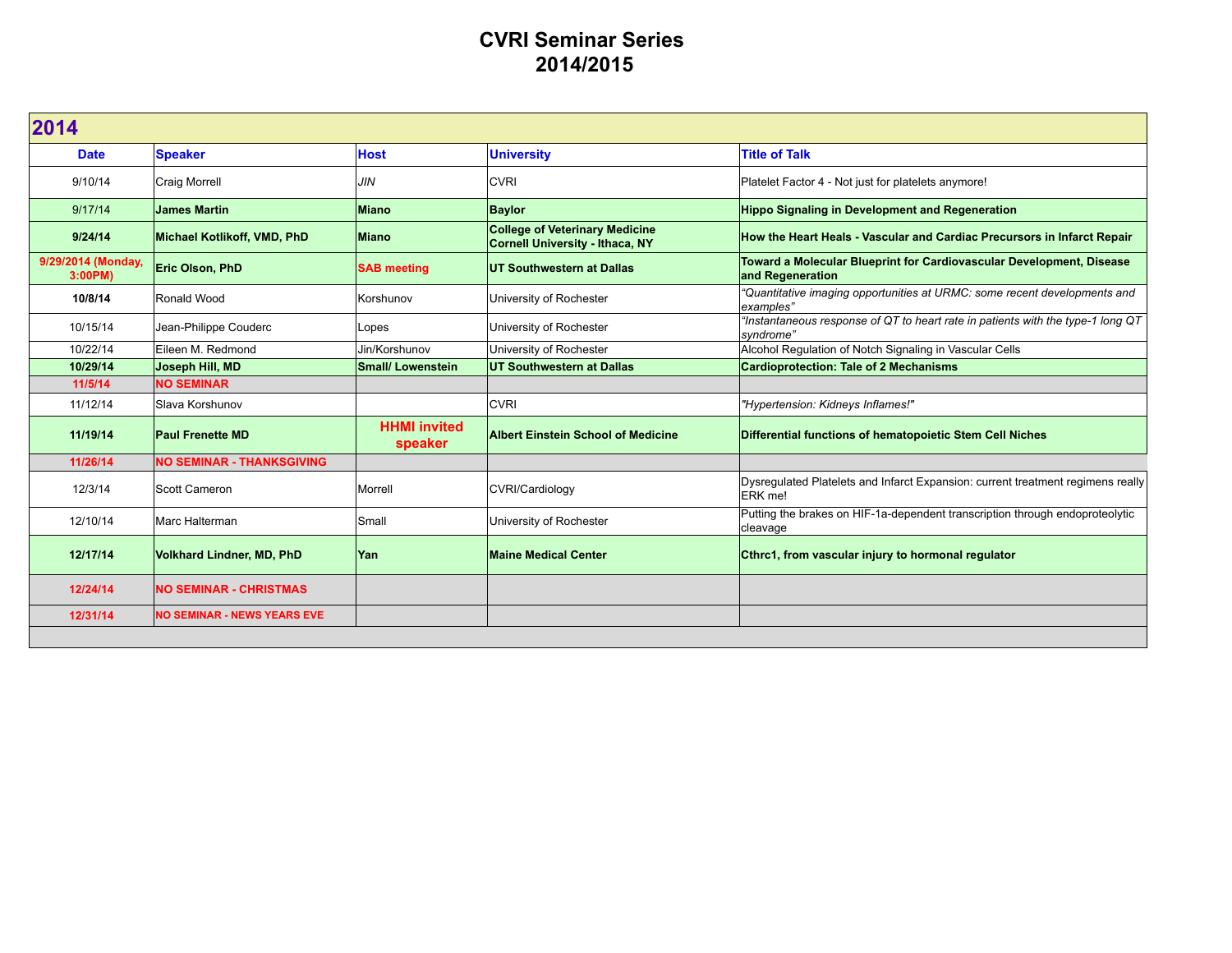# CVRI Seminar Series
# 2014/2015

## 2014

| Date | Speaker | Host | University | Title of Talk |
|---|---|---|---|---|
| 9/10/14 | Craig Morrell | *JIN* | CVRI | Platelet Factor 4 - Not just for platelets anymore! |
| 9/17/14 | **James Martin** | **Miano** | **Baylor** | **Hippo Signaling in Development and Regeneration** |
| **9/24/14** | **Michael Kotlikoff, VMD, PhD** | **Miano** | **College of Veterinary Medicine Cornell University - Ithaca, NY** | **How the Heart Heals - Vascular and Cardiac Precursors in Infarct Repair** |
| **9/29/2014 (Monday, 3:00PM)** | **Eric Olson, PhD** | **SAB meeting** | **UT Southwestern at Dallas** | **Toward a Molecular Blueprint for Cardiovascular Development, Disease and Regeneration** |
| **10/8/14** | Ronald Wood | Korshunov | University of Rochester | *"Quantitative imaging opportunities at URMC: some recent developments and examples"* |
| 10/15/14 | Jean-Philippe Couderc | Lopes | University of Rochester | *"Instantaneous response of QT to heart rate in patients with the type-1 long QT syndrome"* |
| 10/22/14 | Eileen M. Redmond | Jin/Korshunov | University of Rochester | Alcohol Regulation of Notch Signaling in Vascular Cells |
| **10/29/14** | **Joseph Hill, MD** | **Small/ Lowenstein** | **UT Southwestern at Dallas** | **Cardioprotection: Tale of 2 Mechanisms** |
| **11/5/14** | **NO SEMINAR** | | | |
| 11/12/14 | Slava Korshunov | | CVRI | *"Hypertension: Kidneys Inflames!"* |
| **11/19/14** | **Paul Frenette MD** | **HHMI invited speaker** | **Albert Einstein School of Medicine** | **Differential functions of hematopoietic Stem Cell Niches** |
| **11/26/14** | **NO SEMINAR - THANKSGIVING** | | | |
| 12/3/14 | Scott Cameron | Morrell | CVRI/Cardiology | Dysregulated Platelets and Infarct Expansion: current treatment regimens really ERK me! |
| 12/10/14 | Marc Halterman | Small | University of Rochester | Putting the brakes on HIF-1a-dependent transcription through endoproteolytic cleavage |
| **12/17/14** | **Volkhard Lindner, MD, PhD** | **Yan** | **Maine Medical Center** | **Cthrc1, from vascular injury to hormonal regulator** |
| **12/24/14** | **NO SEMINAR - CHRISTMAS** | | | |
| **12/31/14** | **NO SEMINAR - NEWS YEARS EVE** | | | |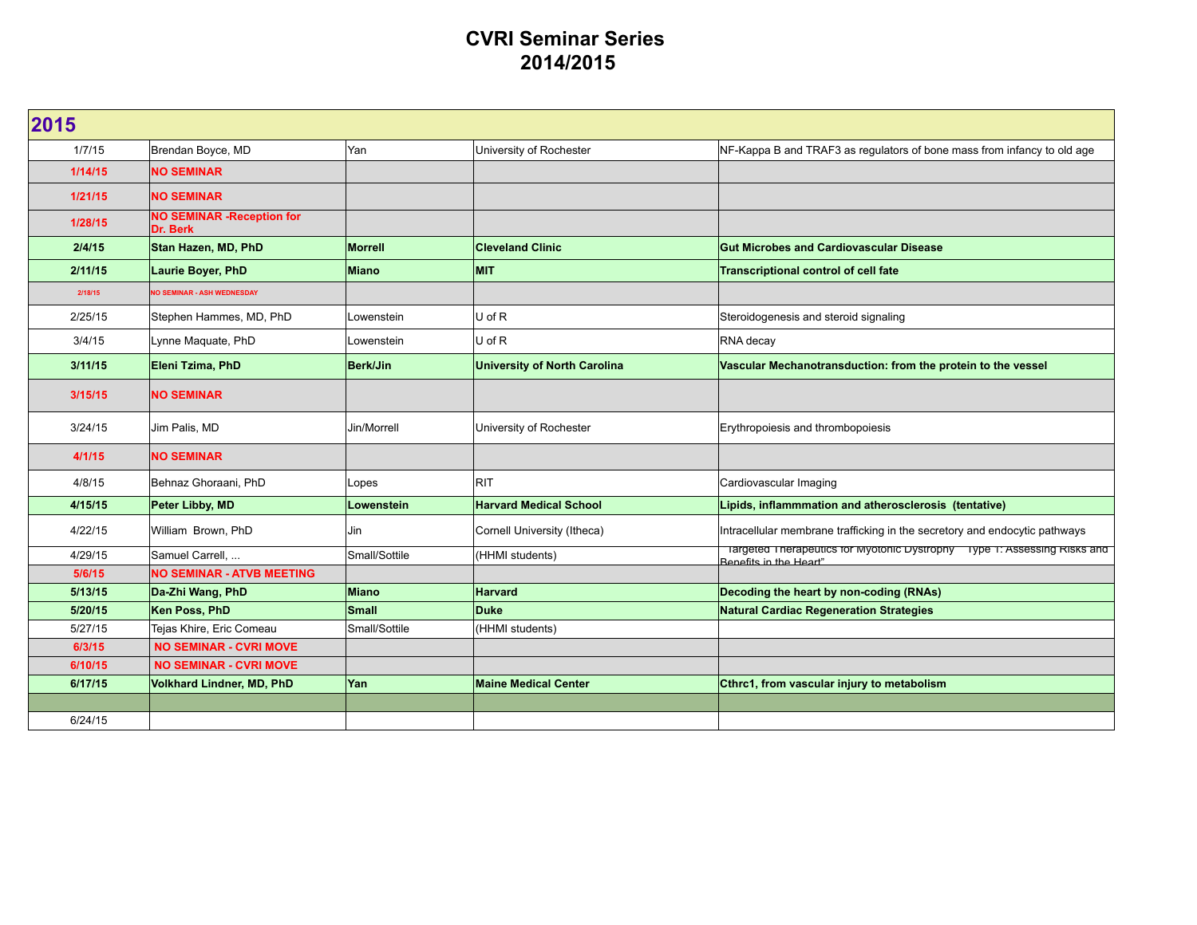# CVRI Seminar Series
# 2014/2015

| 2015 | | | | |
|---|---|---|---|---|
| 1/7/15 | Brendan Boyce, MD | Yan | University of Rochester | NF-Kappa B and TRAF3 as regulators of bone mass from infancy to old age |
| **1/14/15** | **NO SEMINAR** | | | |
| **1/21/15** | **NO SEMINAR** | | | |
| **1/28/15** | **NO SEMINAR -Reception for Dr. Berk** | | | |
| **2/4/15** | **Stan Hazen, MD, PhD** | **Morrell** | **Cleveland Clinic** | **Gut Microbes and Cardiovascular Disease** |
| **2/11/15** | **Laurie Boyer, PhD** | **Miano** | **MIT** | **Transcriptional control of cell fate** |
| **2/18/15** | **NO SEMINAR - ASH WEDNESDAY** | | | |
| 2/25/15 | Stephen Hammes, MD, PhD | Lowenstein | U of R | Steroidogenesis and steroid signaling |
| 3/4/15 | Lynne Maquate, PhD | Lowenstein | U of R | RNA decay |
| **3/11/15** | **Eleni Tzima, PhD** | **Berk/Jin** | **University of North Carolina** | **Vascular Mechanotransduction: from the protein to the vessel** |
| **3/15/15** | **NO SEMINAR** | | | |
| 3/24/15 | Jim Palis, MD | Jin/Morrell | University of Rochester | Erythropoiesis and thrombopoiesis |
| **4/1/15** | **NO SEMINAR** | | | |
| 4/8/15 | Behnaz Ghoraani, PhD | Lopes | RIT | Cardiovascular Imaging |
| **4/15/15** | **Peter Libby, MD** | **Lowenstein** | **Harvard Medical School** | **Lipids, inflammmation and atherosclerosis (tentative)** |
| 4/22/15 | William Brown, PhD | Jin | Cornell University (Itheca) | Intracellular membrane trafficking in the secretory and endocytic pathways |
| 4/29/15 | Samuel Carrell, ... | Small/Sottile | (HHMI students) | "Targeted Therapeutics for Myotonic Dystrophy Type 1: Assessing Risks and Benefits in the Heart" |
| **5/6/15** | **NO SEMINAR - ATVB MEETING** | | | |
| **5/13/15** | **Da-Zhi Wang, PhD** | **Miano** | **Harvard** | **Decoding the heart by non-coding (RNAs)** |
| **5/20/15** | **Ken Poss, PhD** | **Small** | **Duke** | **Natural Cardiac Regeneration Strategies** |
| 5/27/15 | Tejas Khire, Eric Comeau | Small/Sottile | (HHMI students) | |
| **6/3/15** | **NO SEMINAR - CVRI MOVE** | | | |
| **6/10/15** | **NO SEMINAR - CVRI MOVE** | | | |
| **6/17/15** | **Volkhard Lindner, MD, PhD** | **Yan** | **Maine Medical Center** | **Cthrc1, from vascular injury to metabolism** |
| | | | | |
| 6/24/15 | | | | |